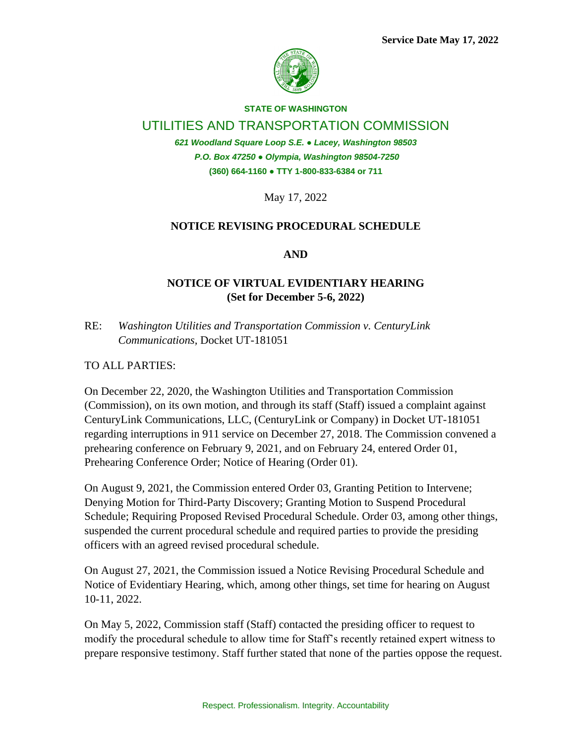**Service Date May 17, 2022**

**STATE OF WASHINGTON**

UTILITIES AND TRANSPORTATION COMMISSION

***621 Woodland Square Loop S.E. ● Lacey, Washington 98503***

***P.O. Box 47250 ● Olympia, Washington 98504-7250***

**(360) 664-1160 ● TTY 1-800-833-6384 or 711**

May 17, 2022

**NOTICE REVISING PROCEDURAL SCHEDULE**

**AND**

**NOTICE OF VIRTUAL EVIDENTIARY HEARING**
**(Set for December 5-6, 2022)**

RE: *Washington Utilities and Transportation Commission v. CenturyLink Communications*, Docket UT-181051

TO ALL PARTIES:

On December 22, 2020, the Washington Utilities and Transportation Commission (Commission), on its own motion, and through its staff (Staff) issued a complaint against CenturyLink Communications, LLC, (CenturyLink or Company) in Docket UT-181051 regarding interruptions in 911 service on December 27, 2018. The Commission convened a prehearing conference on February 9, 2021, and on February 24, entered Order 01, Prehearing Conference Order; Notice of Hearing (Order 01).

On August 9, 2021, the Commission entered Order 03, Granting Petition to Intervene; Denying Motion for Third-Party Discovery; Granting Motion to Suspend Procedural Schedule; Requiring Proposed Revised Procedural Schedule. Order 03, among other things, suspended the current procedural schedule and required parties to provide the presiding officers with an agreed revised procedural schedule.

On August 27, 2021, the Commission issued a Notice Revising Procedural Schedule and Notice of Evidentiary Hearing, which, among other things, set time for hearing on August 10-11, 2022.

On May 5, 2022, Commission staff (Staff) contacted the presiding officer to request to modify the procedural schedule to allow time for Staff's recently retained expert witness to prepare responsive testimony. Staff further stated that none of the parties oppose the request.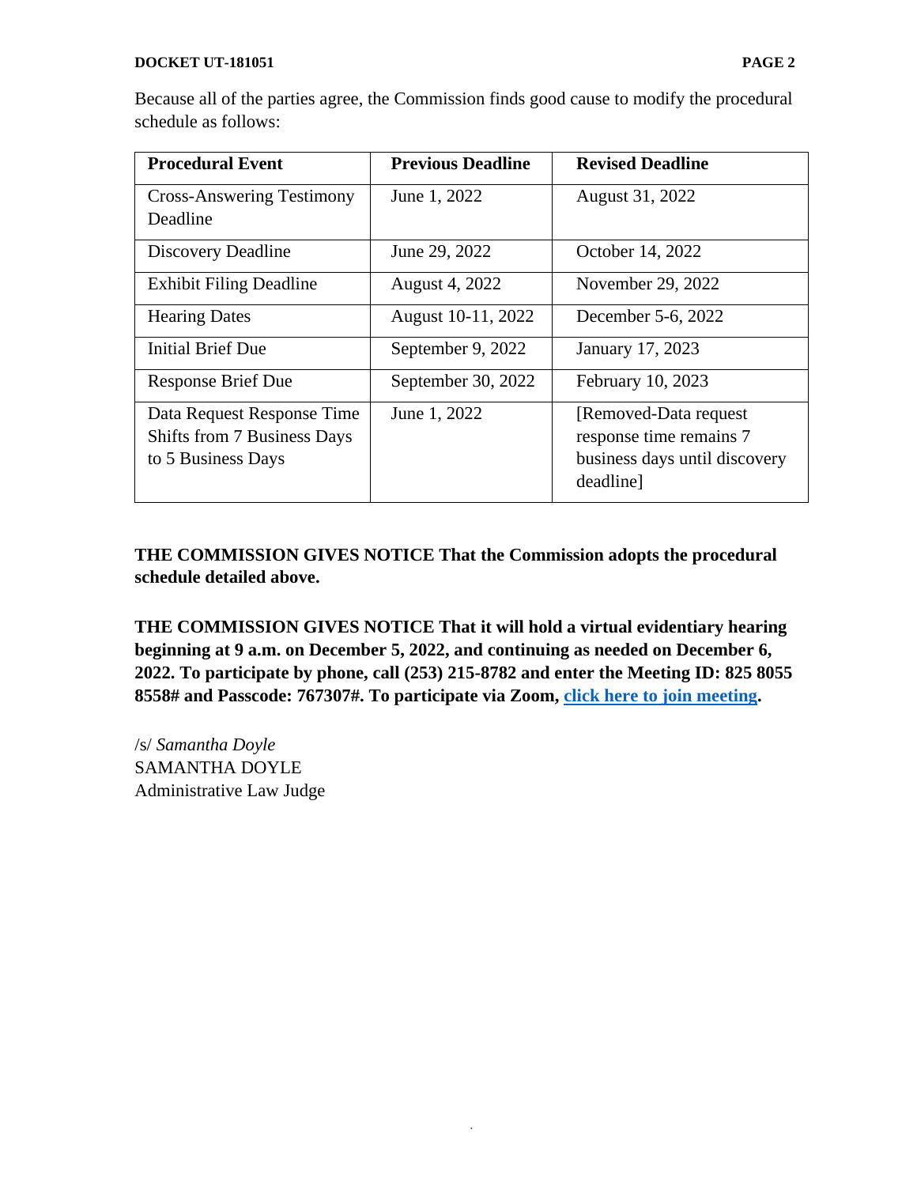Because all of the parties agree, the Commission finds good cause to modify the procedural schedule as follows:

| Procedural Event | Previous Deadline | Revised Deadline |
|---|---|---|
| Cross-Answering Testimony Deadline | June 1, 2022 | August 31, 2022 |
| Discovery Deadline | June 29, 2022 | October 14, 2022 |
| Exhibit Filing Deadline | August 4, 2022 | November 29, 2022 |
| Hearing Dates | August 10-11, 2022 | December 5-6, 2022 |
| Initial Brief Due | September 9, 2022 | January 17, 2023 |
| Response Brief Due | September 30, 2022 | February 10, 2023 |
| Data Request Response Time Shifts from 7 Business Days to 5 Business Days | June 1, 2022 | [Removed-Data request response time remains 7 business days until discovery deadline] |

**THE COMMISSION GIVES NOTICE That the Commission adopts the procedural schedule detailed above.**

**THE COMMISSION GIVES NOTICE That it will hold a virtual evidentiary hearing beginning at 9 a.m. on December 5, 2022, and continuing as needed on December 6, 2022. To participate by phone, call (253) 215-8782 and enter the Meeting ID: 825 8055 8558# and Passcode: 767307#. To participate via Zoom, click here to join meeting.**

/s/ *Samantha Doyle*
SAMANTHA DOYLE
Administrative Law Judge